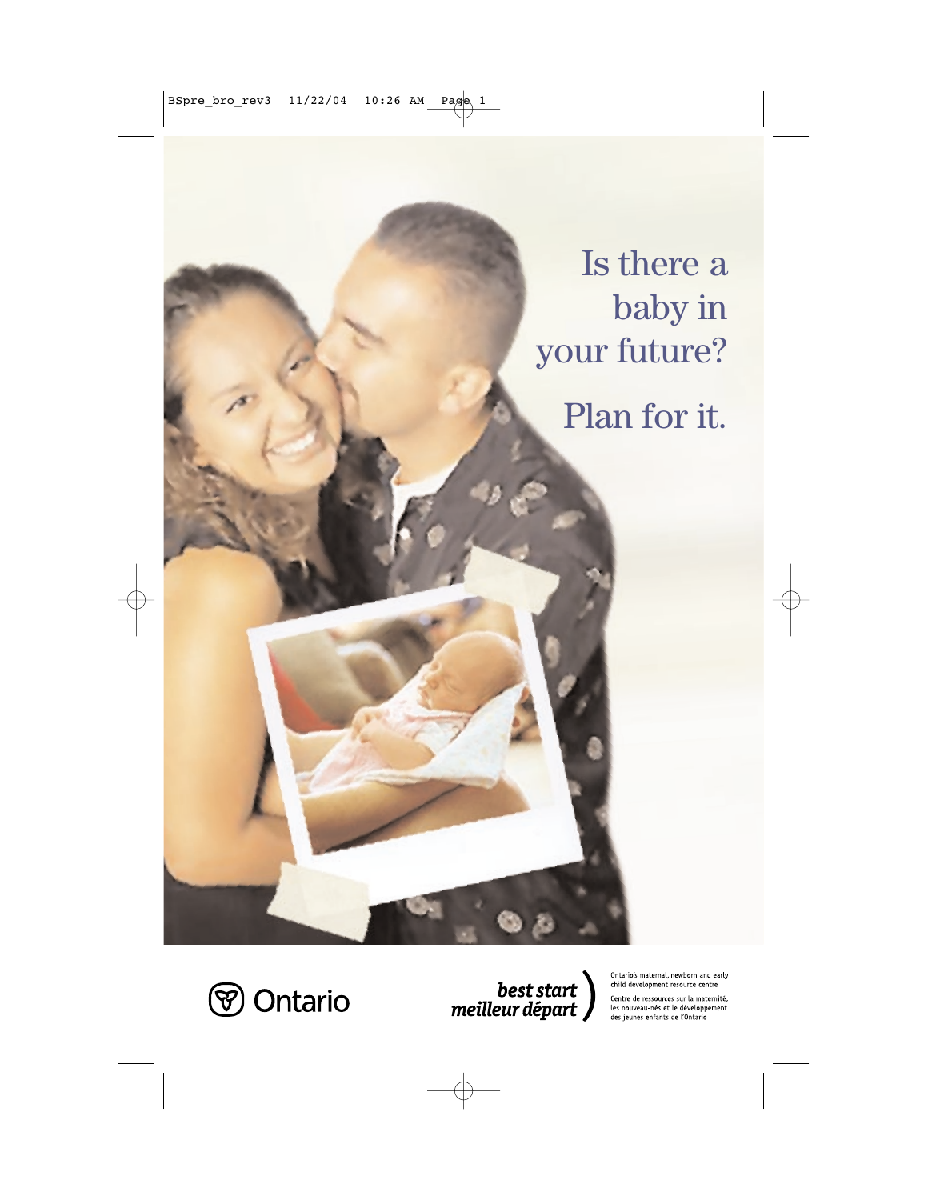# Is there a baby in your future?

## Plan for it.

Ontario

**best start**
**meilleur départ**

Ontario's maternal, newborn and early child development resource centre

Centre de ressources sur la maternité, les nouveau-nés et le développement des jeunes enfants de l'Ontario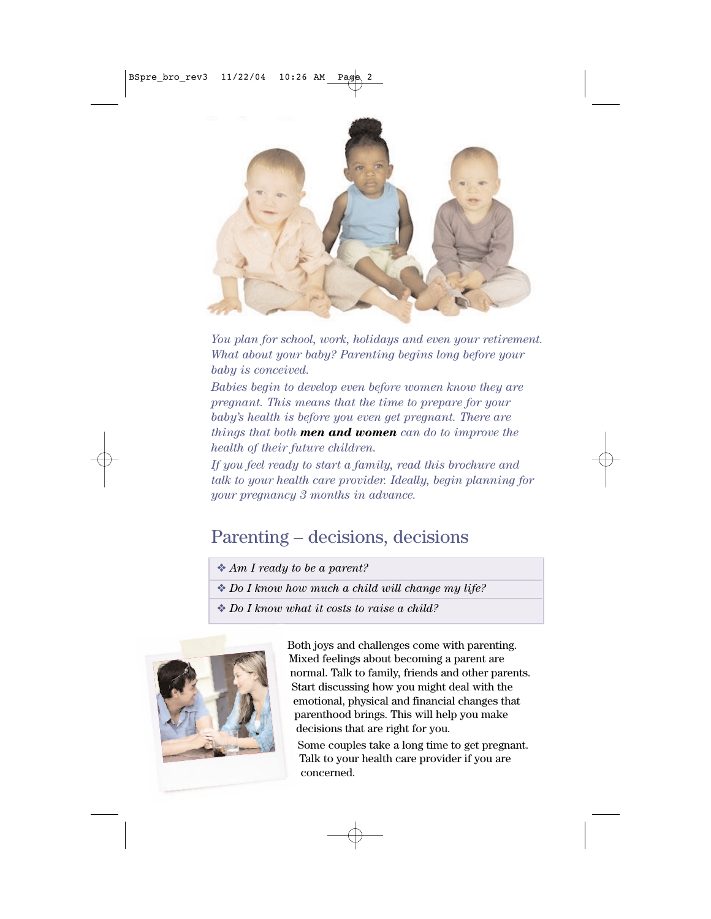*You plan for school, work, holidays and even your retirement. What about your baby? Parenting begins long before your baby is conceived.*

*Babies begin to develop even before women know they are pregnant. This means that the time to prepare for your baby's health is before you even get pregnant. There are things that both* ***men and women*** *can do to improve the health of their future children.*

*If you feel ready to start a family, read this brochure and talk to your health care provider. Ideally, begin planning for your pregnancy 3 months in advance.*

## Parenting – decisions, decisions

- *Am I ready to be a parent?*
- *Do I know how much a child will change my life?*
- *Do I know what it costs to raise a child?*

Both joys and challenges come with parenting. Mixed feelings about becoming a parent are normal. Talk to family, friends and other parents. Start discussing how you might deal with the emotional, physical and financial changes that parenthood brings. This will help you make decisions that are right for you.

Some couples take a long time to get pregnant. Talk to your health care provider if you are concerned.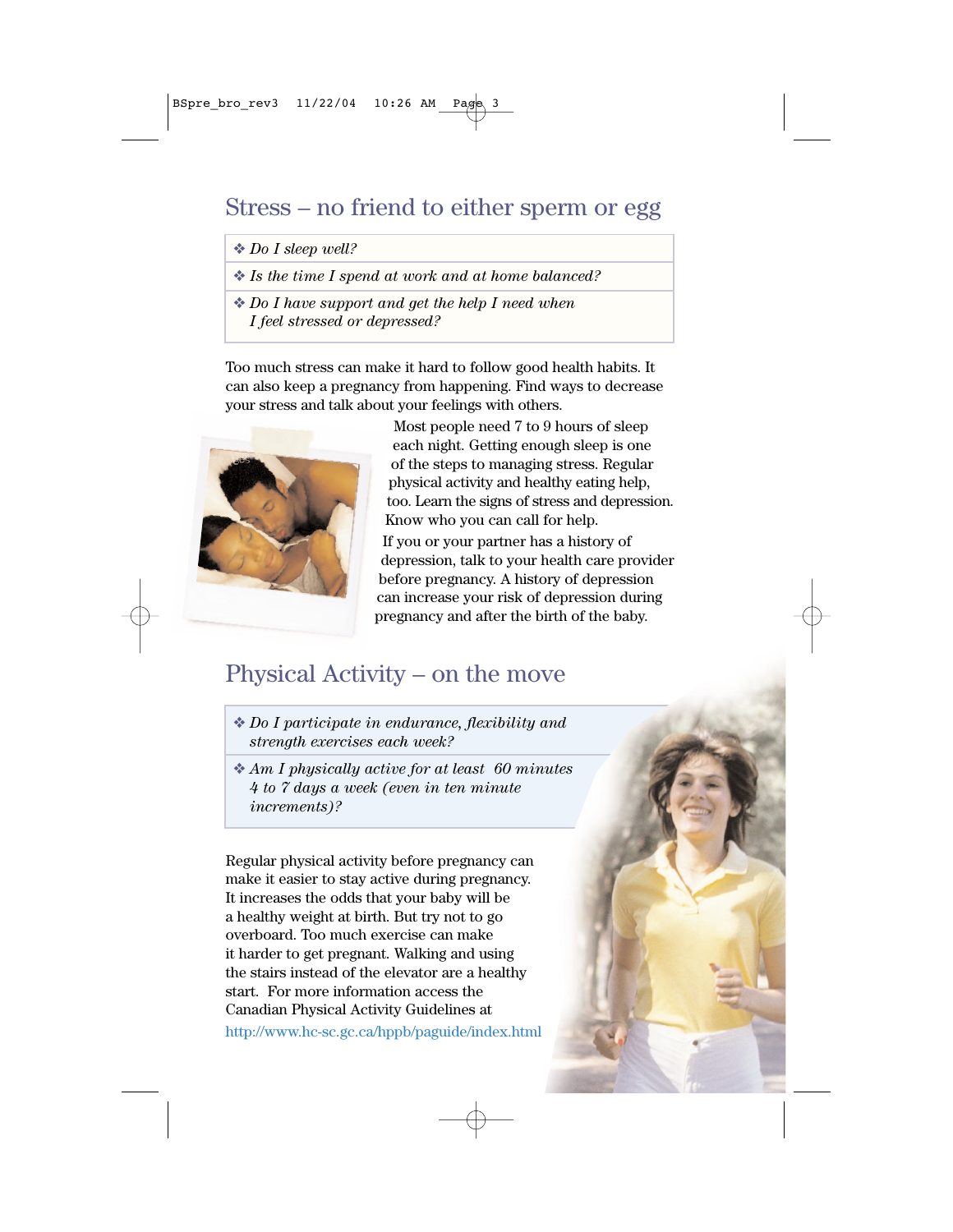## Stress – no friend to either sperm or egg

- *Do I sleep well?*
- *Is the time I spend at work and at home balanced?*
- *Do I have support and get the help I need when I feel stressed or depressed?*

Too much stress can make it hard to follow good health habits. It can also keep a pregnancy from happening. Find ways to decrease your stress and talk about your feelings with others.

Most people need 7 to 9 hours of sleep each night. Getting enough sleep is one of the steps to managing stress. Regular physical activity and healthy eating help, too. Learn the signs of stress and depression. Know who you can call for help.

If you or your partner has a history of depression, talk to your health care provider before pregnancy. A history of depression can increase your risk of depression during pregnancy and after the birth of the baby.

## Physical Activity – on the move

- *Do I participate in endurance, flexibility and strength exercises each week?*
- *Am I physically active for at least 60 minutes 4 to 7 days a week (even in ten minute increments)?*

Regular physical activity before pregnancy can make it easier to stay active during pregnancy. It increases the odds that your baby will be a healthy weight at birth. But try not to go overboard. Too much exercise can make it harder to get pregnant. Walking and using the stairs instead of the elevator are a healthy start. For more information access the Canadian Physical Activity Guidelines at http://www.hc-sc.gc.ca/hppb/paguide/index.html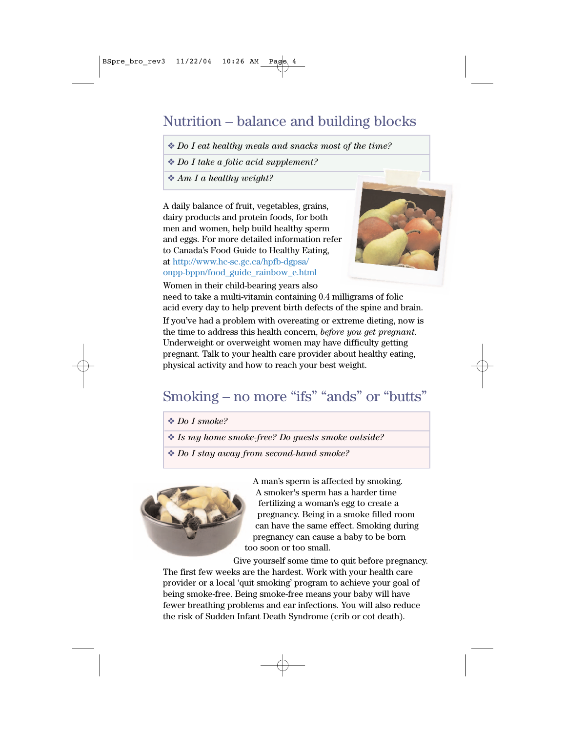## Nutrition – balance and building blocks

- ❖ *Do I eat healthy meals and snacks most of the time?*
- ❖ *Do I take a folic acid supplement?*
- ❖ *Am I a healthy weight?*

A daily balance of fruit, vegetables, grains, dairy products and protein foods, for both men and women, help build healthy sperm and eggs. For more detailed information refer to Canada's Food Guide to Healthy Eating, at http://www.hc-sc.gc.ca/hpfb-dgpsa/onpp-bppn/food_guide_rainbow_e.html

Women in their child-bearing years also need to take a multi-vitamin containing 0.4 milligrams of folic acid every day to help prevent birth defects of the spine and brain.

If you've had a problem with overeating or extreme dieting, now is the time to address this health concern, *before you get pregnant.* Underweight or overweight women may have difficulty getting pregnant. Talk to your health care provider about healthy eating, physical activity and how to reach your best weight.

## Smoking – no more "ifs" "ands" or "butts"

- ❖ *Do I smoke?*
- ❖ *Is my home smoke-free? Do guests smoke outside?*
- ❖ *Do I stay away from second-hand smoke?*

A man's sperm is affected by smoking. A smoker's sperm has a harder time fertilizing a woman's egg to create a pregnancy. Being in a smoke filled room can have the same effect. Smoking during pregnancy can cause a baby to be born too soon or too small.

Give yourself some time to quit before pregnancy. The first few weeks are the hardest. Work with your health care provider or a local 'quit smoking' program to achieve your goal of being smoke-free. Being smoke-free means your baby will have fewer breathing problems and ear infections. You will also reduce the risk of Sudden Infant Death Syndrome (crib or cot death).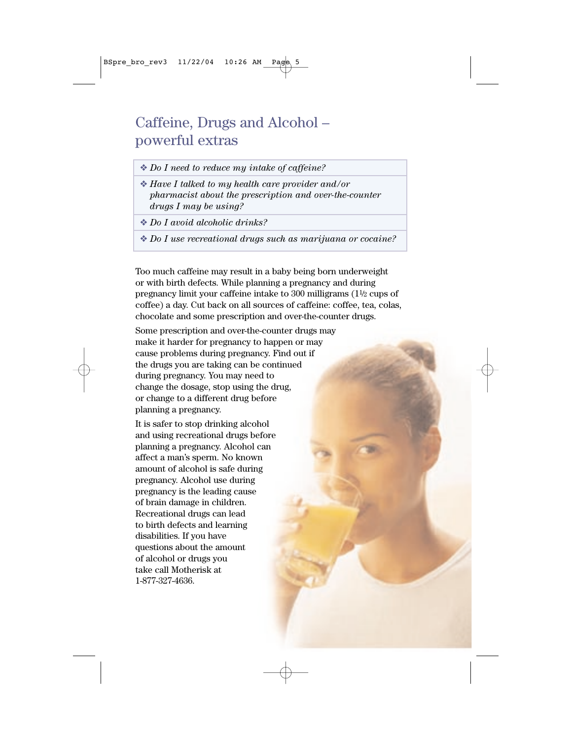# Caffeine, Drugs and Alcohol – powerful extras

- ❖ *Do I need to reduce my intake of caffeine?*
- ❖ *Have I talked to my health care provider and/or pharmacist about the prescription and over-the-counter drugs I may be using?*
- ❖ *Do I avoid alcoholic drinks?*
- ❖ *Do I use recreational drugs such as marijuana or cocaine?*

Too much caffeine may result in a baby being born underweight or with birth defects. While planning a pregnancy and during pregnancy limit your caffeine intake to 300 milligrams (1½ cups of coffee) a day. Cut back on all sources of caffeine: coffee, tea, colas, chocolate and some prescription and over-the-counter drugs.

Some prescription and over-the-counter drugs may make it harder for pregnancy to happen or may cause problems during pregnancy. Find out if the drugs you are taking can be continued during pregnancy. You may need to change the dosage, stop using the drug, or change to a different drug before planning a pregnancy.

It is safer to stop drinking alcohol and using recreational drugs before planning a pregnancy. Alcohol can affect a man's sperm. No known amount of alcohol is safe during pregnancy. Alcohol use during pregnancy is the leading cause of brain damage in children. Recreational drugs can lead to birth defects and learning disabilities. If you have questions about the amount of alcohol or drugs you take call Motherisk at 1-877-327-4636.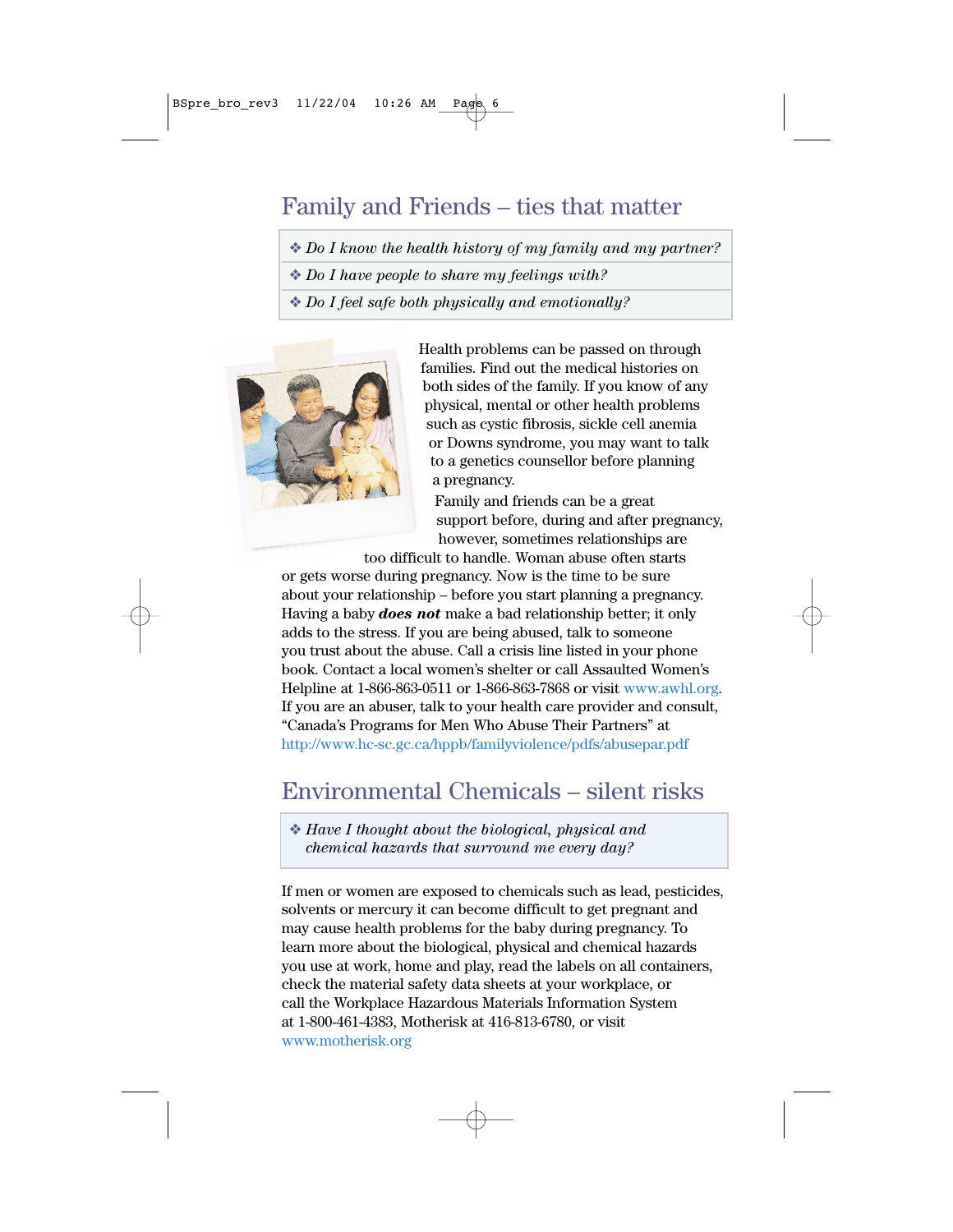## Family and Friends – ties that matter

- *Do I know the health history of my family and my partner?*
- *Do I have people to share my feelings with?*
- *Do I feel safe both physically and emotionally?*

Health problems can be passed on through families. Find out the medical histories on both sides of the family. If you know of any physical, mental or other health problems such as cystic fibrosis, sickle cell anemia or Downs syndrome, you may want to talk to a genetics counsellor before planning a pregnancy.

Family and friends can be a great support before, during and after pregnancy, however, sometimes relationships are too difficult to handle. Woman abuse often starts or gets worse during pregnancy. Now is the time to be sure about your relationship – before you start planning a pregnancy. Having a baby ***does not*** make a bad relationship better; it only adds to the stress. If you are being abused, talk to someone you trust about the abuse. Call a crisis line listed in your phone book. Contact a local women's shelter or call Assaulted Women's Helpline at 1-866-863-0511 or 1-866-863-7868 or visit www.awhl.org. If you are an abuser, talk to your health care provider and consult, "Canada's Programs for Men Who Abuse Their Partners" at http://www.hc-sc.gc.ca/hppb/familyviolence/pdfs/abusepar.pdf

## Environmental Chemicals – silent risks

- *Have I thought about the biological, physical and chemical hazards that surround me every day?*

If men or women are exposed to chemicals such as lead, pesticides, solvents or mercury it can become difficult to get pregnant and may cause health problems for the baby during pregnancy. To learn more about the biological, physical and chemical hazards you use at work, home and play, read the labels on all containers, check the material safety data sheets at your workplace, or call the Workplace Hazardous Materials Information System at 1-800-461-4383, Motherisk at 416-813-6780, or visit www.motherisk.org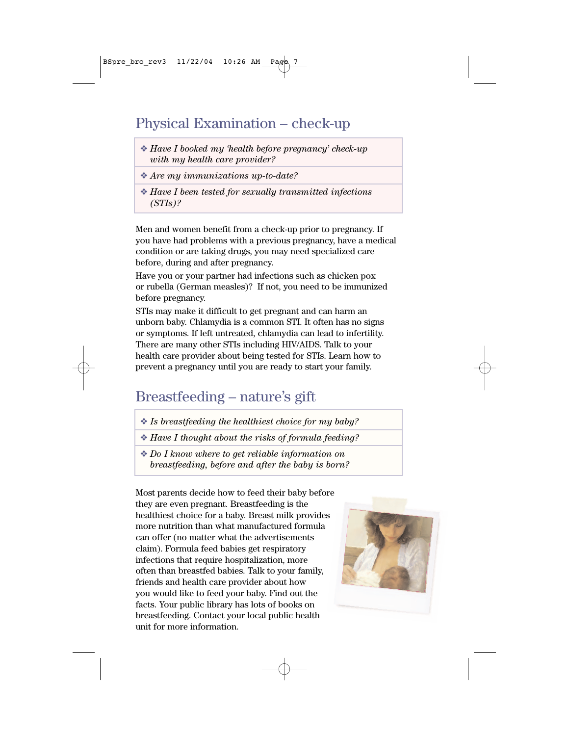## Physical Examination – check-up

- ❖ *Have I booked my 'health before pregnancy' check-up with my health care provider?*
- ❖ *Are my immunizations up-to-date?*
- ❖ *Have I been tested for sexually transmitted infections (STIs)?*

Men and women benefit from a check-up prior to pregnancy. If you have had problems with a previous pregnancy, have a medical condition or are taking drugs, you may need specialized care before, during and after pregnancy.

Have you or your partner had infections such as chicken pox or rubella (German measles)? If not, you need to be immunized before pregnancy.

STIs may make it difficult to get pregnant and can harm an unborn baby. Chlamydia is a common STI. It often has no signs or symptoms. If left untreated, chlamydia can lead to infertility. There are many other STIs including HIV/AIDS. Talk to your health care provider about being tested for STIs. Learn how to prevent a pregnancy until you are ready to start your family.

## Breastfeeding – nature's gift

- ❖ *Is breastfeeding the healthiest choice for my baby?*
- ❖ *Have I thought about the risks of formula feeding?*
- ❖ *Do I know where to get reliable information on breastfeeding, before and after the baby is born?*

Most parents decide how to feed their baby before they are even pregnant. Breastfeeding is the healthiest choice for a baby. Breast milk provides more nutrition than what manufactured formula can offer (no matter what the advertisements claim). Formula feed babies get respiratory infections that require hospitalization, more often than breastfed babies. Talk to your family, friends and health care provider about how you would like to feed your baby. Find out the facts. Your public library has lots of books on breastfeeding. Contact your local public health unit for more information.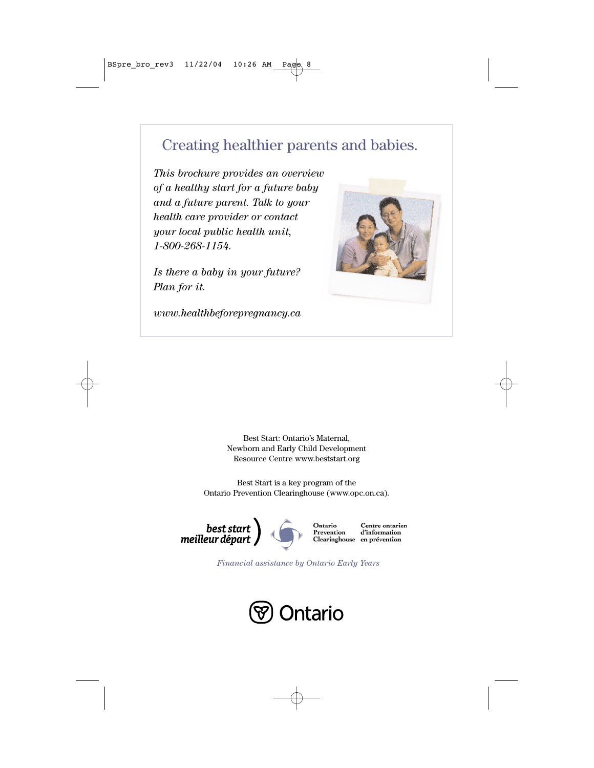## Creating healthier parents and babies.

*This brochure provides an overview of a healthy start for a future baby and a future parent. Talk to your health care provider or contact your local public health unit, 1-800-268-1154.*

*Is there a baby in your future? Plan for it.*

*www.healthbeforepregnancy.ca*

Best Start: Ontario's Maternal, Newborn and Early Child Development Resource Centre www.beststart.org

Best Start is a key program of the Ontario Prevention Clearinghouse (www.opc.on.ca).

best start meilleur départ

Ontario Prevention Clearinghouse
Centre ontarien d'information en prévention

*Financial assistance by Ontario Early Years*

Ontario